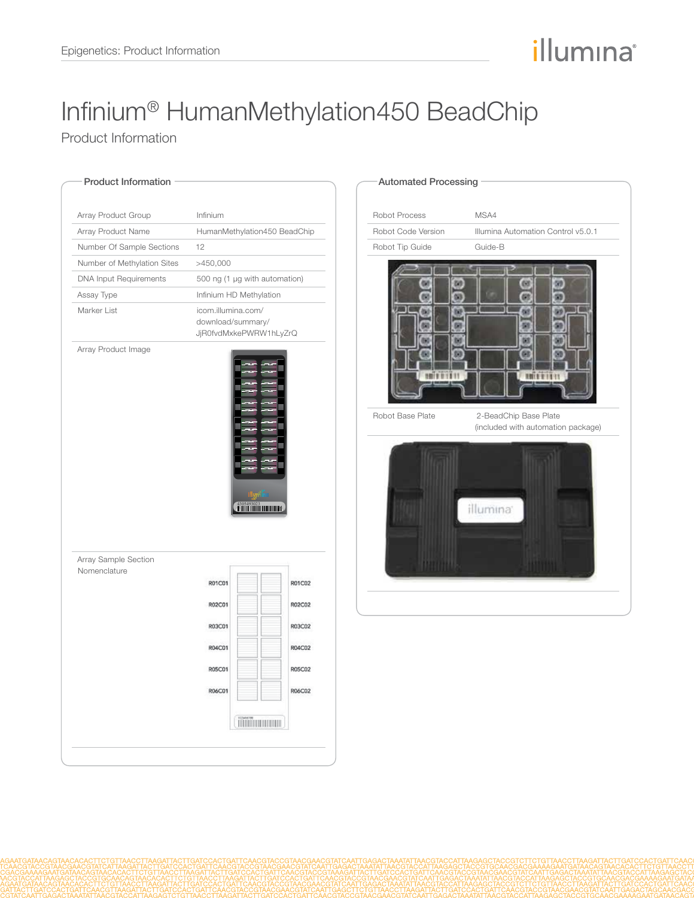# Infinium® HumanMethylation450 BeadChip

## Product Information

### Product Information

| | |
|---|---|
| Array Product Group | Infinium |
| Array Product Name | HumanMethylation450 BeadChip |
| Number Of Sample Sections | 12 |
| Number of Methylation Sites | >450,000 |
| DNA Input Requirements | 500 ng (1 µg with automation) |
| Assay Type | Infinium HD Methylation |
| Marker List | icom.illumina.com/download/summary/JjR0fvdMxkePWRW1hLyZrQ |
| Array Product Image | |
| Array Sample Section Nomenclature | |

| | |
|---|---|
| R01C01 | R01C02 |
| R02C01 | R02C02 |
| R03C01 | R03C02 |
| R04C01 | R04C02 |
| R05C01 | R05C02 |
| R06C01 | R06C02 |

### Automated Processing

| | |
|---|---|
| Robot Process | MSA4 |
| Robot Code Version | Illumina Automation Control v5.0.1 |
| Robot Tip Guide | Guide-B |
| Robot Base Plate | 2-BeadChip Base Plate (included with automation package) |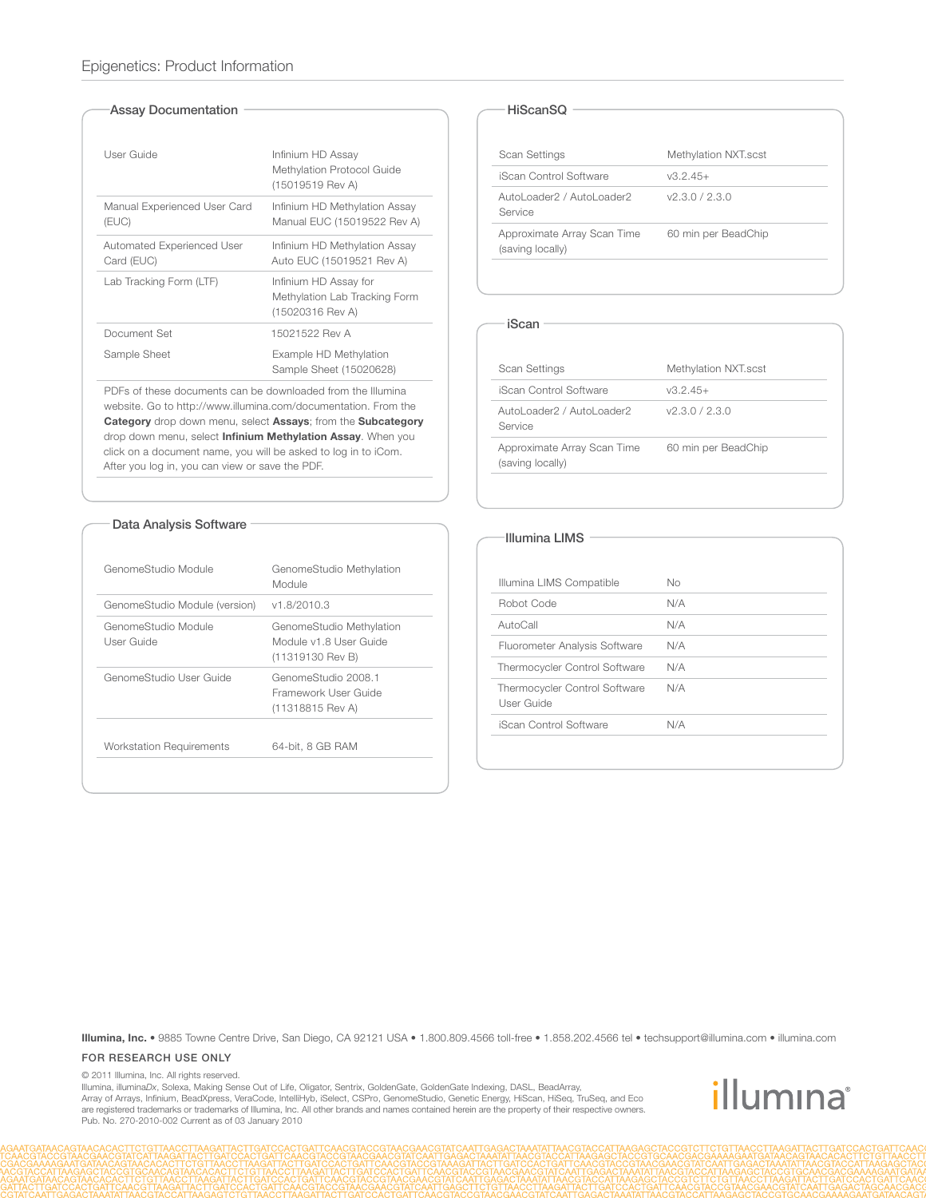## Assay Documentation

| | |
|---|---|
| User Guide | Infinium HD Assay Methylation Protocol Guide (15019519 Rev A) |
| Manual Experienced User Card (EUC) | Infinium HD Methylation Assay Manual EUC (15019522 Rev A) |
| Automated Experienced User Card (EUC) | Infinium HD Methylation Assay Auto EUC (15019521 Rev A) |
| Lab Tracking Form (LTF) | Infinium HD Assay for Methylation Lab Tracking Form (15020316 Rev A) |
| Document Set | 15021522 Rev A |
| Sample Sheet | Example HD Methylation Sample Sheet (15020628) |

PDFs of these documents can be downloaded from the Illumina website. Go to http://www.illumina.com/documentation. From the **Category** drop down menu, select **Assays**; from the **Subcategory** drop down menu, select **Infinium Methylation Assay**. When you click on a document name, you will be asked to log in to iCom. After you log in, you can view or save the PDF.

## Data Analysis Software

| | |
|---|---|
| GenomeStudio Module | GenomeStudio Methylation Module |
| GenomeStudio Module (version) | v1.8/2010.3 |
| GenomeStudio Module User Guide | GenomeStudio Methylation Module v1.8 User Guide (11319130 Rev B) |
| GenomeStudio User Guide | GenomeStudio 2008.1 Framework User Guide (11318815 Rev A) |
| Workstation Requirements | 64-bit, 8 GB RAM |

## HiScanSQ

| | |
|---|---|
| Scan Settings | Methylation NXT.scst |
| iScan Control Software | v3.2.45+ |
| AutoLoader2 / AutoLoader2 Service | v2.3.0 / 2.3.0 |
| Approximate Array Scan Time (saving locally) | 60 min per BeadChip |

## iScan

| | |
|---|---|
| Scan Settings | Methylation NXT.scst |
| iScan Control Software | v3.2.45+ |
| AutoLoader2 / AutoLoader2 Service | v2.3.0 / 2.3.0 |
| Approximate Array Scan Time (saving locally) | 60 min per BeadChip |

## Illumina LIMS

| | |
|---|---|
| Illumina LIMS Compatible | No |
| Robot Code | N/A |
| AutoCall | N/A |
| Fluorometer Analysis Software | N/A |
| Thermocycler Control Software | N/A |
| Thermocycler Control Software User Guide | N/A |
| iScan Control Software | N/A |

**Illumina, Inc.** • 9885 Towne Centre Drive, San Diego, CA 92121 USA • 1.800.809.4566 toll-free • 1.858.202.4566 tel • techsupport@illumina.com • illumina.com

FOR RESEARCH USE ONLY

© 2011 Illumina, Inc. All rights reserved.
Illumina, illumina*Dx*, Solexa, Making Sense Out of Life, Oligator, Sentrix, GoldenGate, GoldenGate Indexing, DASL, BeadArray, Array of Arrays, Infinium, BeadXpress, VeraCode, IntelliHyb, iSelect, CSPro, GenomeStudio, Genetic Energy, HiScan, HiSeq, TruSeq, and Eco are registered trademarks or trademarks of Illumina, Inc. All other brands and names contained herein are the property of their respective owners.
Pub. No. 270-2010-002 Current as of 03 January 2010